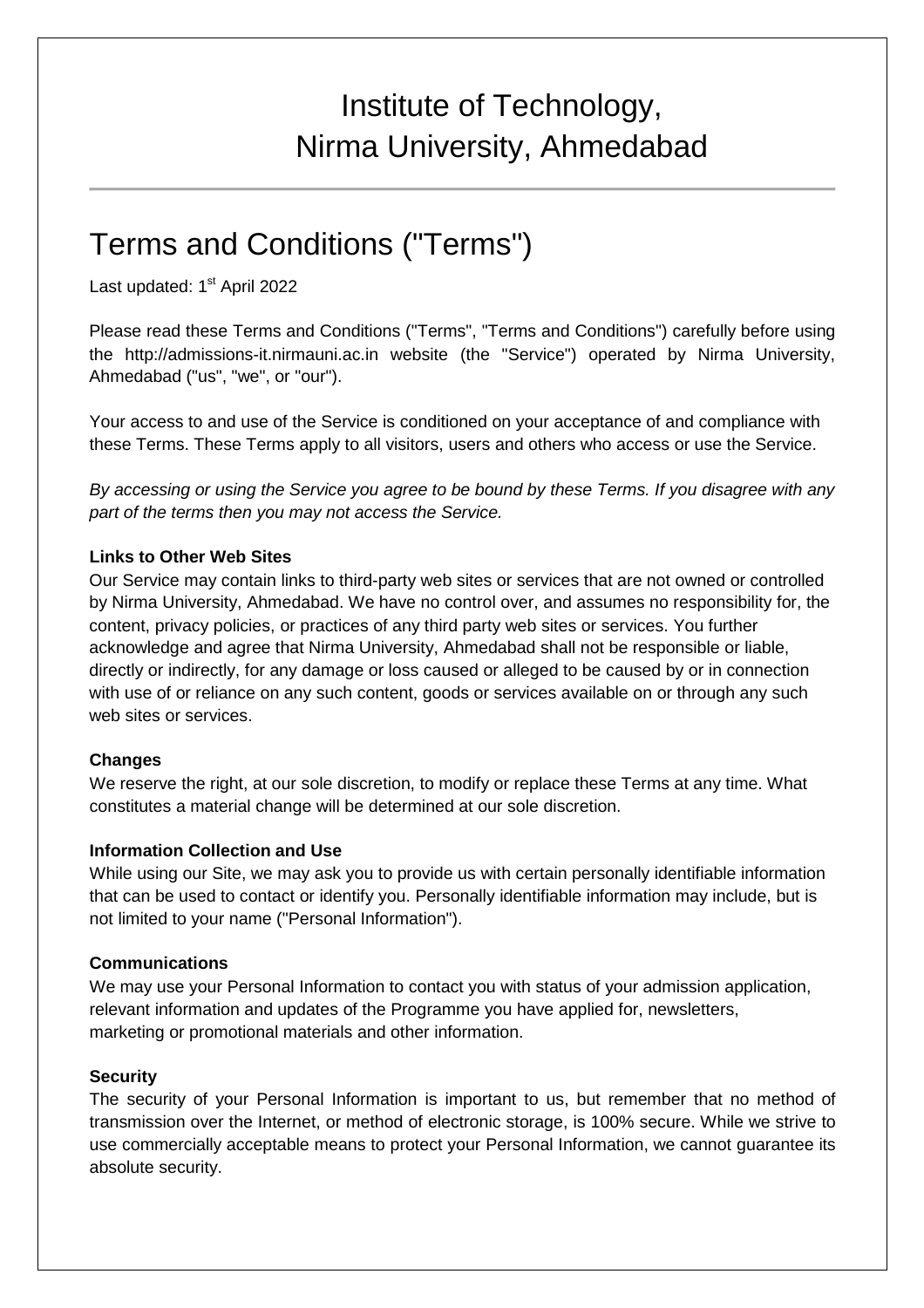# Institute of Technology, Nirma University, Ahmedabad

## Terms and Conditions ("Terms")

Last updated: 1st April 2022

Please read these Terms and Conditions ("Terms", "Terms and Conditions") carefully before using the http://admissions-it.nirmauni.ac.in website (the "Service") operated by Nirma University, Ahmedabad ("us", "we", or "our").

Your access to and use of the Service is conditioned on your acceptance of and compliance with these Terms. These Terms apply to all visitors, users and others who access or use the Service.

*By accessing or using the Service you agree to be bound by these Terms. If you disagree with any part of the terms then you may not access the Service.*

**Links to Other Web Sites**

Our Service may contain links to third-party web sites or services that are not owned or controlled by Nirma University, Ahmedabad. We have no control over, and assumes no responsibility for, the content, privacy policies, or practices of any third party web sites or services. You further acknowledge and agree that Nirma University, Ahmedabad shall not be responsible or liable, directly or indirectly, for any damage or loss caused or alleged to be caused by or in connection with use of or reliance on any such content, goods or services available on or through any such web sites or services.

**Changes**

We reserve the right, at our sole discretion, to modify or replace these Terms at any time. What constitutes a material change will be determined at our sole discretion.

**Information Collection and Use**

While using our Site, we may ask you to provide us with certain personally identifiable information that can be used to contact or identify you. Personally identifiable information may include, but is not limited to your name ("Personal Information").

**Communications**

We may use your Personal Information to contact you with status of your admission application, relevant information and updates of the Programme you have applied for, newsletters, marketing or promotional materials and other information.

**Security**

The security of your Personal Information is important to us, but remember that no method of transmission over the Internet, or method of electronic storage, is 100% secure. While we strive to use commercially acceptable means to protect your Personal Information, we cannot guarantee its absolute security.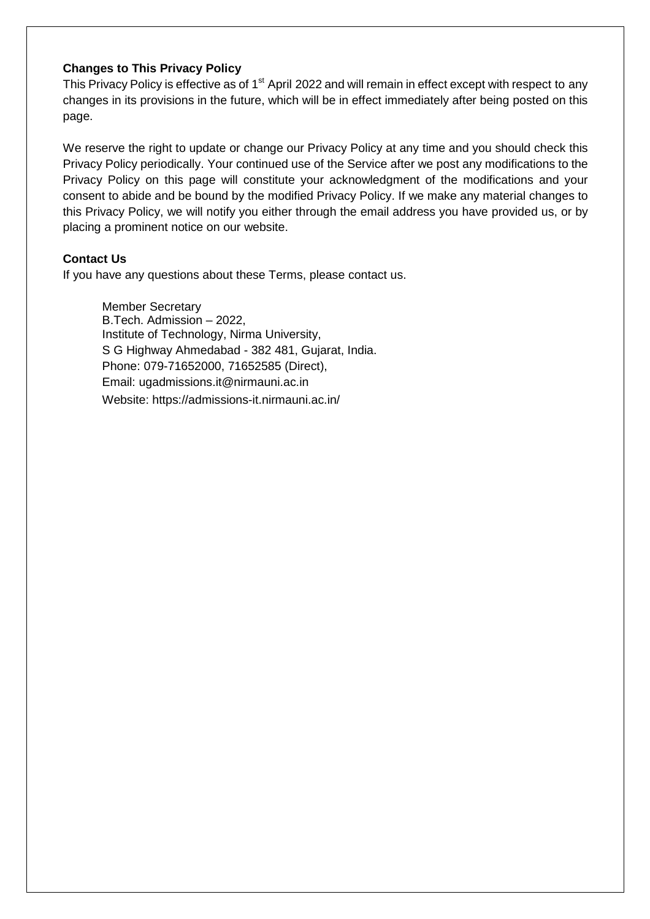**Changes to This Privacy Policy**

This Privacy Policy is effective as of 1st April 2022 and will remain in effect except with respect to any changes in its provisions in the future, which will be in effect immediately after being posted on this page.

We reserve the right to update or change our Privacy Policy at any time and you should check this Privacy Policy periodically. Your continued use of the Service after we post any modifications to the Privacy Policy on this page will constitute your acknowledgment of the modifications and your consent to abide and be bound by the modified Privacy Policy. If we make any material changes to this Privacy Policy, we will notify you either through the email address you have provided us, or by placing a prominent notice on our website.

**Contact Us**

If you have any questions about these Terms, please contact us.

Member Secretary
B.Tech. Admission – 2022,
Institute of Technology, Nirma University,
S G Highway Ahmedabad - 382 481, Gujarat, India.
Phone: 079-71652000, 71652585 (Direct),
Email: ugadmissions.it@nirmauni.ac.in
Website: https://admissions-it.nirmauni.ac.in/